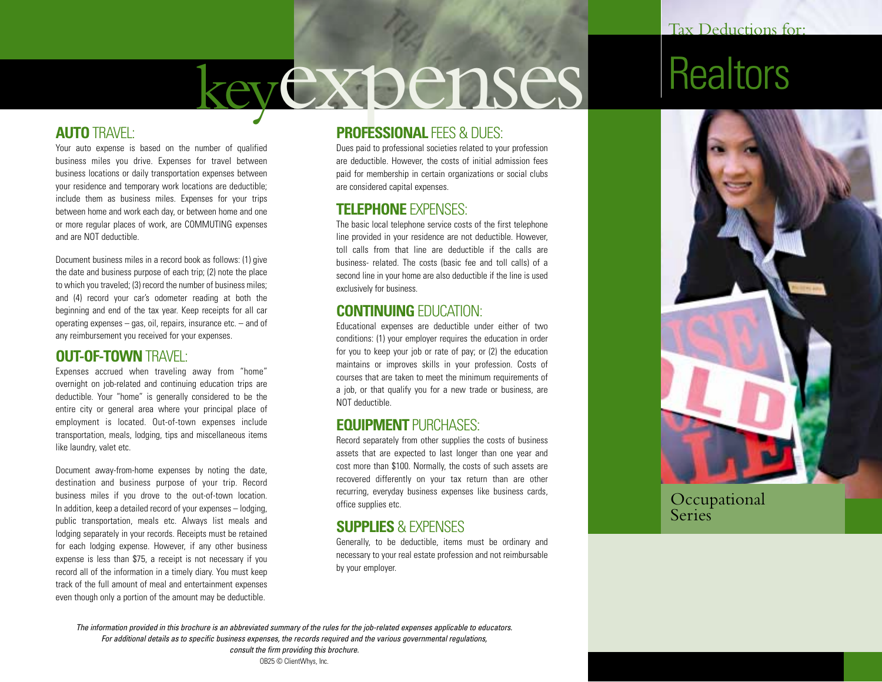# keyexpenses

## AUTO TRAVEL:

Your auto expense is based on the number of qualified business miles you drive. Expenses for travel between business locations or daily transportation expenses between your residence and temporary work locations are deductible; include them as business miles. Expenses for your trips between home and work each day, or between home and one or more regular places of work, are COMMUTING expenses and are NOT deductible.

Document business miles in a record book as follows: (1) give the date and business purpose of each trip; (2) note the place to which you traveled; (3) record the number of business miles; and (4) record your car's odometer reading at both the beginning and end of the tax year. Keep receipts for all car operating expenses – gas, oil, repairs, insurance etc. – and of any reimbursement you received for your expenses.

## OUT-OF-TOWN TRAVEL:

Expenses accrued when traveling away from "home" overnight on job-related and continuing education trips are deductible. Your "home" is generally considered to be the entire city or general area where your principal place of employment is located. Out-of-town expenses include transportation, meals, lodging, tips and miscellaneous items like laundry, valet etc.

Document away-from-home expenses by noting the date, destination and business purpose of your trip. Record business miles if you drove to the out-of-town location. In addition, keep a detailed record of your expenses – lodging, public transportation, meals etc. Always list meals and lodging separately in your records. Receipts must be retained for each lodging expense. However, if any other business expense is less than $75, a receipt is not necessary if you record all of the information in a timely diary. You must keep track of the full amount of meal and entertainment expenses even though only a portion of the amount may be deductible.

## PROFESSIONAL FEES & DUES:

Dues paid to professional societies related to your profession are deductible. However, the costs of initial admission fees paid for membership in certain organizations or social clubs are considered capital expenses.

## TELEPHONE EXPENSES:

The basic local telephone service costs of the first telephone line provided in your residence are not deductible. However, toll calls from that line are deductible if the calls are business- related. The costs (basic fee and toll calls) of a second line in your home are also deductible if the line is used exclusively for business.

## CONTINUING EDUCATION:

Educational expenses are deductible under either of two conditions: (1) your employer requires the education in order for you to keep your job or rate of pay; or (2) the education maintains or improves skills in your profession. Costs of courses that are taken to meet the minimum requirements of a job, or that qualify you for a new trade or business, are NOT deductible.

## EQUIPMENT PURCHASES:

Record separately from other supplies the costs of business assets that are expected to last longer than one year and cost more than $100. Normally, the costs of such assets are recovered differently on your tax return than are other recurring, everyday business expenses like business cards, office supplies etc.

## SUPPLIES & EXPENSES

Generally, to be deductible, items must be ordinary and necessary to your real estate profession and not reimbursable by your employer.

*The information provided in this brochure is an abbreviated summary of the rules for the job-related expenses applicable to educators. For additional details as to specific business expenses, the records required and the various governmental regulations, consult the firm providing this brochure.*

OB25 © ClientWhys, Inc.

Tax Deductions for:

# Realtors

Occupational Series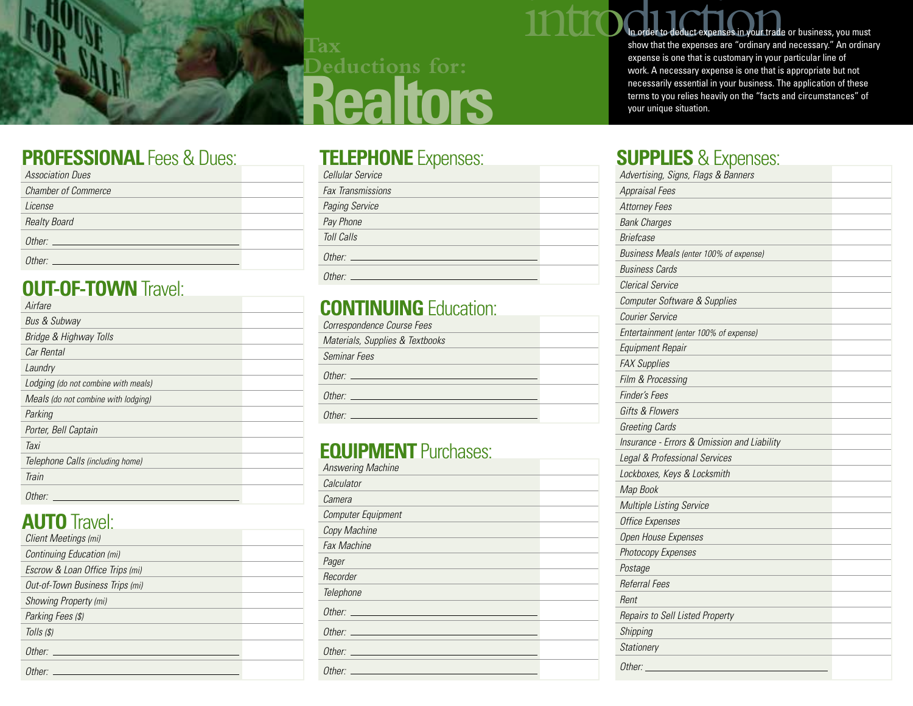# Tax Deductions for: Realtors

## introduction

In order to deduct expenses in your trade or business, you must show that the expenses are "ordinary and necessary." An ordinary expense is one that is customary in your particular line of work. A necessary expense is one that is appropriate but not necessarily essential in your business. The application of these terms to you relies heavily on the "facts and circumstances" of your unique situation.

## PROFESSIONAL Fees & Dues:

| | |
|---|---|
| *Association Dues* | |
| *Chamber of Commerce* | |
| *License* | |
| *Realty Board* | |
| *Other:* ____________ | |
| *Other:* ____________ | |

## OUT-OF-TOWN Travel:

| | |
|---|---|
| *Airfare* | |
| *Bus & Subway* | |
| *Bridge & Highway Tolls* | |
| *Car Rental* | |
| *Laundry* | |
| *Lodging (do not combine with meals)* | |
| *Meals (do not combine with lodging)* | |
| *Parking* | |
| *Porter, Bell Captain* | |
| *Taxi* | |
| *Telephone Calls (including home)* | |
| *Train* | |
| *Other:* ____________ | |

## AUTO Travel:

| | |
|---|---|
| *Client Meetings (mi)* | |
| *Continuing Education (mi)* | |
| *Escrow & Loan Office Trips (mi)* | |
| *Out-of-Town Business Trips (mi)* | |
| *Showing Property (mi)* | |
| *Parking Fees ($)* | |
| *Tolls ($)* | |
| *Other:* ____________ | |
| *Other:* ____________ | |

## TELEPHONE Expenses:

| | |
|---|---|
| *Cellular Service* | |
| *Fax Transmissions* | |
| *Paging Service* | |
| *Pay Phone* | |
| *Toll Calls* | |
| *Other:* ____________ | |
| *Other:* ____________ | |

## CONTINUING Education:

| | |
|---|---|
| *Correspondence Course Fees* | |
| *Materials, Supplies & Textbooks* | |
| *Seminar Fees* | |
| *Other:* ____________ | |
| *Other:* ____________ | |
| *Other:* ____________ | |

## EQUIPMENT Purchases:

| | |
|---|---|
| *Answering Machine* | |
| *Calculator* | |
| *Camera* | |
| *Computer Equipment* | |
| *Copy Machine* | |
| *Fax Machine* | |
| *Pager* | |
| *Recorder* | |
| *Telephone* | |
| *Other:* ____________ | |
| *Other:* ____________ | |
| *Other:* ____________ | |
| *Other:* ____________ | |

## SUPPLIES & Expenses:

| | |
|---|---|
| *Advertising, Signs, Flags & Banners* | |
| *Appraisal Fees* | |
| *Attorney Fees* | |
| *Bank Charges* | |
| *Briefcase* | |
| *Business Meals (enter 100% of expense)* | |
| *Business Cards* | |
| *Clerical Service* | |
| *Computer Software & Supplies* | |
| *Courier Service* | |
| *Entertainment (enter 100% of expense)* | |
| *Equipment Repair* | |
| *FAX Supplies* | |
| *Film & Processing* | |
| *Finder's Fees* | |
| *Gifts & Flowers* | |
| *Greeting Cards* | |
| *Insurance - Errors & Omission and Liability* | |
| *Legal & Professional Services* | |
| *Lockboxes, Keys & Locksmith* | |
| *Map Book* | |
| *Multiple Listing Service* | |
| *Office Expenses* | |
| *Open House Expenses* | |
| *Photocopy Expenses* | |
| *Postage* | |
| *Referral Fees* | |
| *Rent* | |
| *Repairs to Sell Listed Property* | |
| *Shipping* | |
| *Stationery* | |
| *Other:* ____________ | |